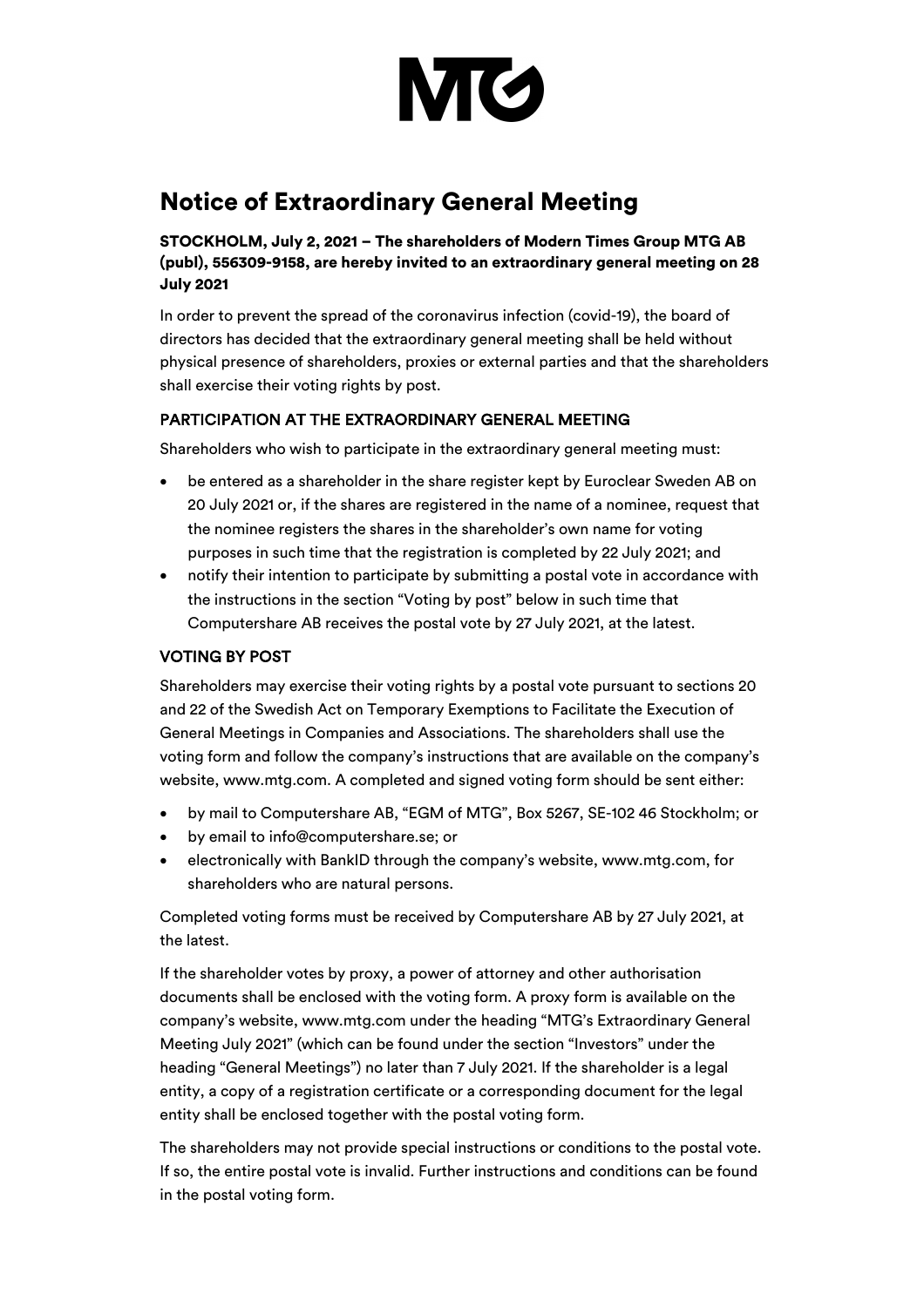# Notice of Extraordinary General Meeting

**STOCKHOLM, July 2, 2021 – The shareholders of Modern Times Group MTG AB (publ), 556309-9158, are hereby invited to an extraordinary general meeting on 28 July 2021**

In order to prevent the spread of the coronavirus infection (covid-19), the board of directors has decided that the extraordinary general meeting shall be held without physical presence of shareholders, proxies or external parties and that the shareholders shall exercise their voting rights by post.

## PARTICIPATION AT THE EXTRAORDINARY GENERAL MEETING

Shareholders who wish to participate in the extraordinary general meeting must:

- be entered as a shareholder in the share register kept by Euroclear Sweden AB on 20 July 2021 or, if the shares are registered in the name of a nominee, request that the nominee registers the shares in the shareholder's own name for voting purposes in such time that the registration is completed by 22 July 2021; and
- notify their intention to participate by submitting a postal vote in accordance with the instructions in the section "Voting by post" below in such time that Computershare AB receives the postal vote by 27 July 2021, at the latest.

## VOTING BY POST

Shareholders may exercise their voting rights by a postal vote pursuant to sections 20 and 22 of the Swedish Act on Temporary Exemptions to Facilitate the Execution of General Meetings in Companies and Associations. The shareholders shall use the voting form and follow the company's instructions that are available on the company's website, www.mtg.com. A completed and signed voting form should be sent either:

- by mail to Computershare AB, "EGM of MTG", Box 5267, SE-102 46 Stockholm; or
- by email to info@computershare.se; or
- electronically with BankID through the company's website, www.mtg.com, for shareholders who are natural persons.

Completed voting forms must be received by Computershare AB by 27 July 2021, at the latest.

If the shareholder votes by proxy, a power of attorney and other authorisation documents shall be enclosed with the voting form. A proxy form is available on the company's website, www.mtg.com under the heading "MTG's Extraordinary General Meeting July 2021" (which can be found under the section "Investors" under the heading "General Meetings") no later than 7 July 2021. If the shareholder is a legal entity, a copy of a registration certificate or a corresponding document for the legal entity shall be enclosed together with the postal voting form.

The shareholders may not provide special instructions or conditions to the postal vote. If so, the entire postal vote is invalid. Further instructions and conditions can be found in the postal voting form.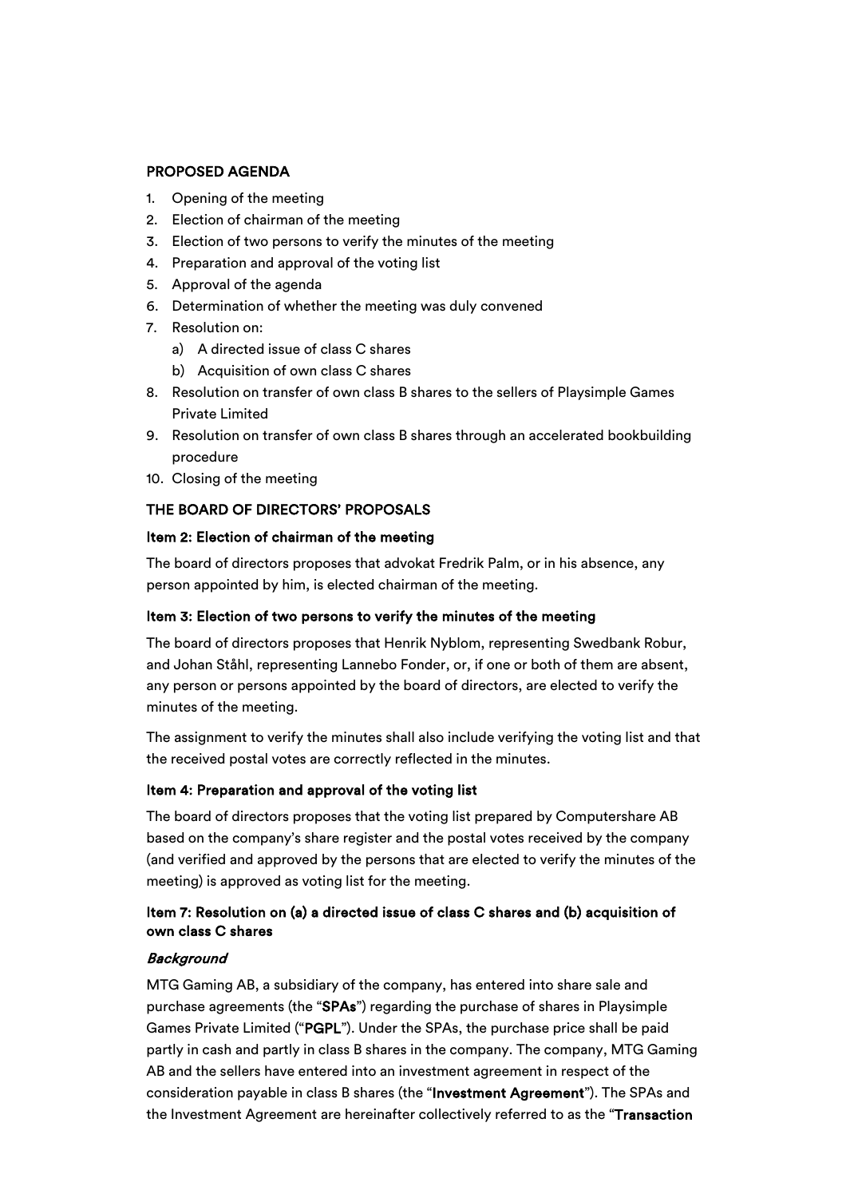## PROPOSED AGENDA

1. Opening of the meeting
2. Election of chairman of the meeting
3. Election of two persons to verify the minutes of the meeting
4. Preparation and approval of the voting list
5. Approval of the agenda
6. Determination of whether the meeting was duly convened
7. Resolution on:
   a) A directed issue of class C shares
   b) Acquisition of own class C shares
8. Resolution on transfer of own class B shares to the sellers of Playsimple Games Private Limited
9. Resolution on transfer of own class B shares through an accelerated bookbuilding procedure
10. Closing of the meeting

## THE BOARD OF DIRECTORS' PROPOSALS

### Item 2: Election of chairman of the meeting

The board of directors proposes that advokat Fredrik Palm, or in his absence, any person appointed by him, is elected chairman of the meeting.

### Item 3: Election of two persons to verify the minutes of the meeting

The board of directors proposes that Henrik Nyblom, representing Swedbank Robur, and Johan Ståhl, representing Lannebo Fonder, or, if one or both of them are absent, any person or persons appointed by the board of directors, are elected to verify the minutes of the meeting.

The assignment to verify the minutes shall also include verifying the voting list and that the received postal votes are correctly reflected in the minutes.

### Item 4: Preparation and approval of the voting list

The board of directors proposes that the voting list prepared by Computershare AB based on the company's share register and the postal votes received by the company (and verified and approved by the persons that are elected to verify the minutes of the meeting) is approved as voting list for the meeting.

### Item 7: Resolution on (a) a directed issue of class C shares and (b) acquisition of own class C shares

***Background***

MTG Gaming AB, a subsidiary of the company, has entered into share sale and purchase agreements (the "**SPAs**") regarding the purchase of shares in Playsimple Games Private Limited ("**PGPL**"). Under the SPAs, the purchase price shall be paid partly in cash and partly in class B shares in the company. The company, MTG Gaming AB and the sellers have entered into an investment agreement in respect of the consideration payable in class B shares (the "**Investment Agreement**"). The SPAs and the Investment Agreement are hereinafter collectively referred to as the "**Transaction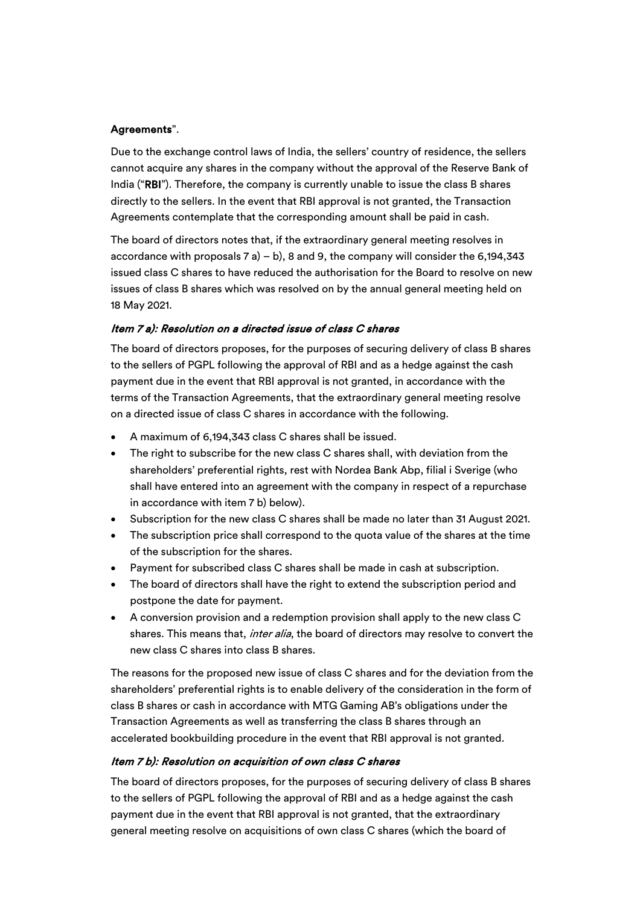**Agreements**".

Due to the exchange control laws of India, the sellers' country of residence, the sellers cannot acquire any shares in the company without the approval of the Reserve Bank of India ("**RBI**"). Therefore, the company is currently unable to issue the class B shares directly to the sellers. In the event that RBI approval is not granted, the Transaction Agreements contemplate that the corresponding amount shall be paid in cash.

The board of directors notes that, if the extraordinary general meeting resolves in accordance with proposals 7 a) – b), 8 and 9, the company will consider the 6,194,343 issued class C shares to have reduced the authorisation for the Board to resolve on new issues of class B shares which was resolved on by the annual general meeting held on 18 May 2021.

### *Item 7 a): Resolution on a directed issue of class C shares*

The board of directors proposes, for the purposes of securing delivery of class B shares to the sellers of PGPL following the approval of RBI and as a hedge against the cash payment due in the event that RBI approval is not granted, in accordance with the terms of the Transaction Agreements, that the extraordinary general meeting resolve on a directed issue of class C shares in accordance with the following.

- A maximum of 6,194,343 class C shares shall be issued.
- The right to subscribe for the new class C shares shall, with deviation from the shareholders' preferential rights, rest with Nordea Bank Abp, filial i Sverige (who shall have entered into an agreement with the company in respect of a repurchase in accordance with item 7 b) below).
- Subscription for the new class C shares shall be made no later than 31 August 2021.
- The subscription price shall correspond to the quota value of the shares at the time of the subscription for the shares.
- Payment for subscribed class C shares shall be made in cash at subscription.
- The board of directors shall have the right to extend the subscription period and postpone the date for payment.
- A conversion provision and a redemption provision shall apply to the new class C shares. This means that, *inter alia*, the board of directors may resolve to convert the new class C shares into class B shares.

The reasons for the proposed new issue of class C shares and for the deviation from the shareholders' preferential rights is to enable delivery of the consideration in the form of class B shares or cash in accordance with MTG Gaming AB's obligations under the Transaction Agreements as well as transferring the class B shares through an accelerated bookbuilding procedure in the event that RBI approval is not granted.

### *Item 7 b): Resolution on acquisition of own class C shares*

The board of directors proposes, for the purposes of securing delivery of class B shares to the sellers of PGPL following the approval of RBI and as a hedge against the cash payment due in the event that RBI approval is not granted, that the extraordinary general meeting resolve on acquisitions of own class C shares (which the board of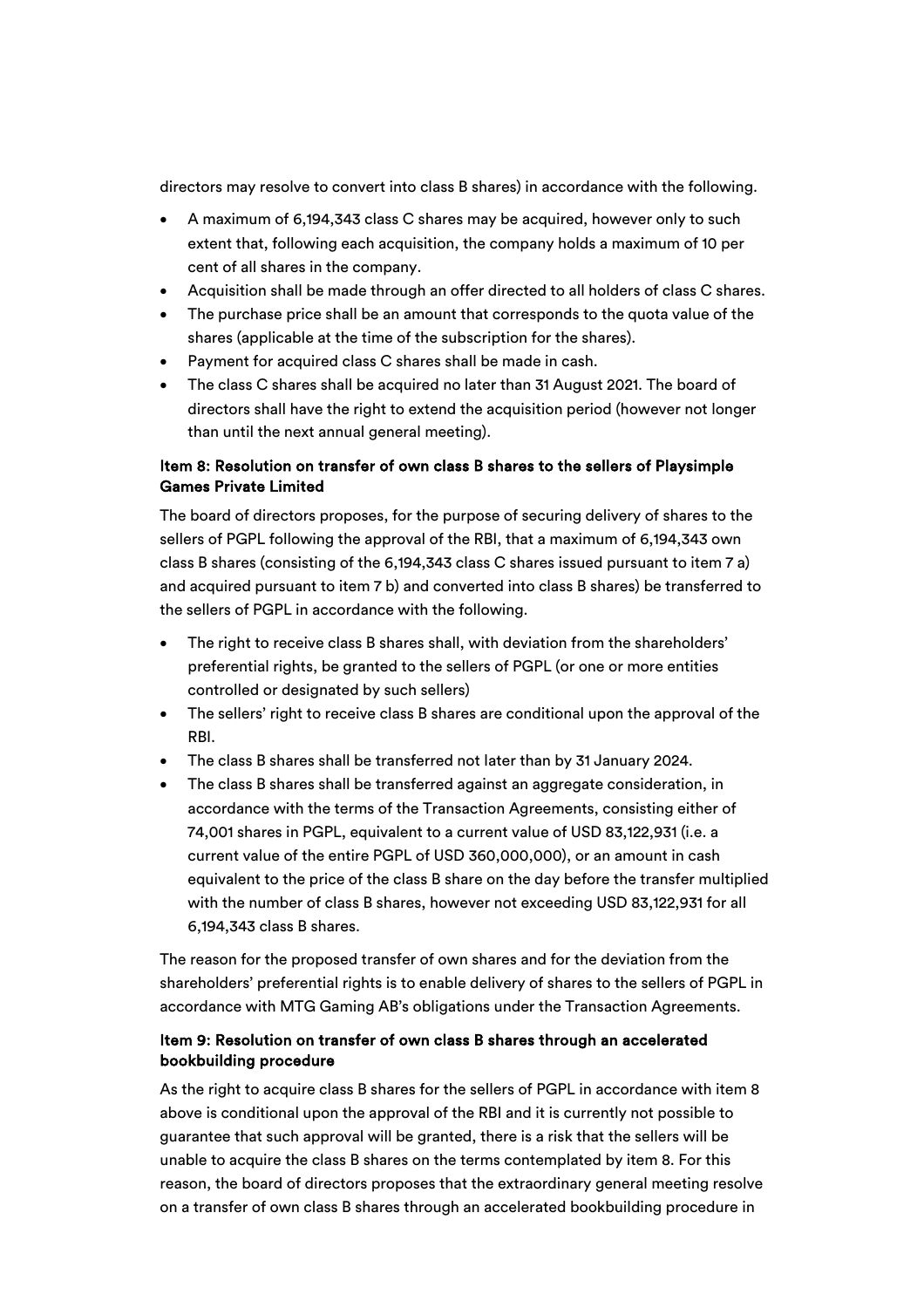directors may resolve to convert into class B shares) in accordance with the following.

- A maximum of 6,194,343 class C shares may be acquired, however only to such extent that, following each acquisition, the company holds a maximum of 10 per cent of all shares in the company.
- Acquisition shall be made through an offer directed to all holders of class C shares.
- The purchase price shall be an amount that corresponds to the quota value of the shares (applicable at the time of the subscription for the shares).
- Payment for acquired class C shares shall be made in cash.
- The class C shares shall be acquired no later than 31 August 2021. The board of directors shall have the right to extend the acquisition period (however not longer than until the next annual general meeting).

**Item 8: Resolution on transfer of own class B shares to the sellers of Playsimple Games Private Limited**

The board of directors proposes, for the purpose of securing delivery of shares to the sellers of PGPL following the approval of the RBI, that a maximum of 6,194,343 own class B shares (consisting of the 6,194,343 class C shares issued pursuant to item 7 a) and acquired pursuant to item 7 b) and converted into class B shares) be transferred to the sellers of PGPL in accordance with the following.

- The right to receive class B shares shall, with deviation from the shareholders' preferential rights, be granted to the sellers of PGPL (or one or more entities controlled or designated by such sellers)
- The sellers' right to receive class B shares are conditional upon the approval of the RBI.
- The class B shares shall be transferred not later than by 31 January 2024.
- The class B shares shall be transferred against an aggregate consideration, in accordance with the terms of the Transaction Agreements, consisting either of 74,001 shares in PGPL, equivalent to a current value of USD 83,122,931 (i.e. a current value of the entire PGPL of USD 360,000,000), or an amount in cash equivalent to the price of the class B share on the day before the transfer multiplied with the number of class B shares, however not exceeding USD 83,122,931 for all 6,194,343 class B shares.

The reason for the proposed transfer of own shares and for the deviation from the shareholders' preferential rights is to enable delivery of shares to the sellers of PGPL in accordance with MTG Gaming AB's obligations under the Transaction Agreements.

**Item 9: Resolution on transfer of own class B shares through an accelerated bookbuilding procedure**

As the right to acquire class B shares for the sellers of PGPL in accordance with item 8 above is conditional upon the approval of the RBI and it is currently not possible to guarantee that such approval will be granted, there is a risk that the sellers will be unable to acquire the class B shares on the terms contemplated by item 8. For this reason, the board of directors proposes that the extraordinary general meeting resolve on a transfer of own class B shares through an accelerated bookbuilding procedure in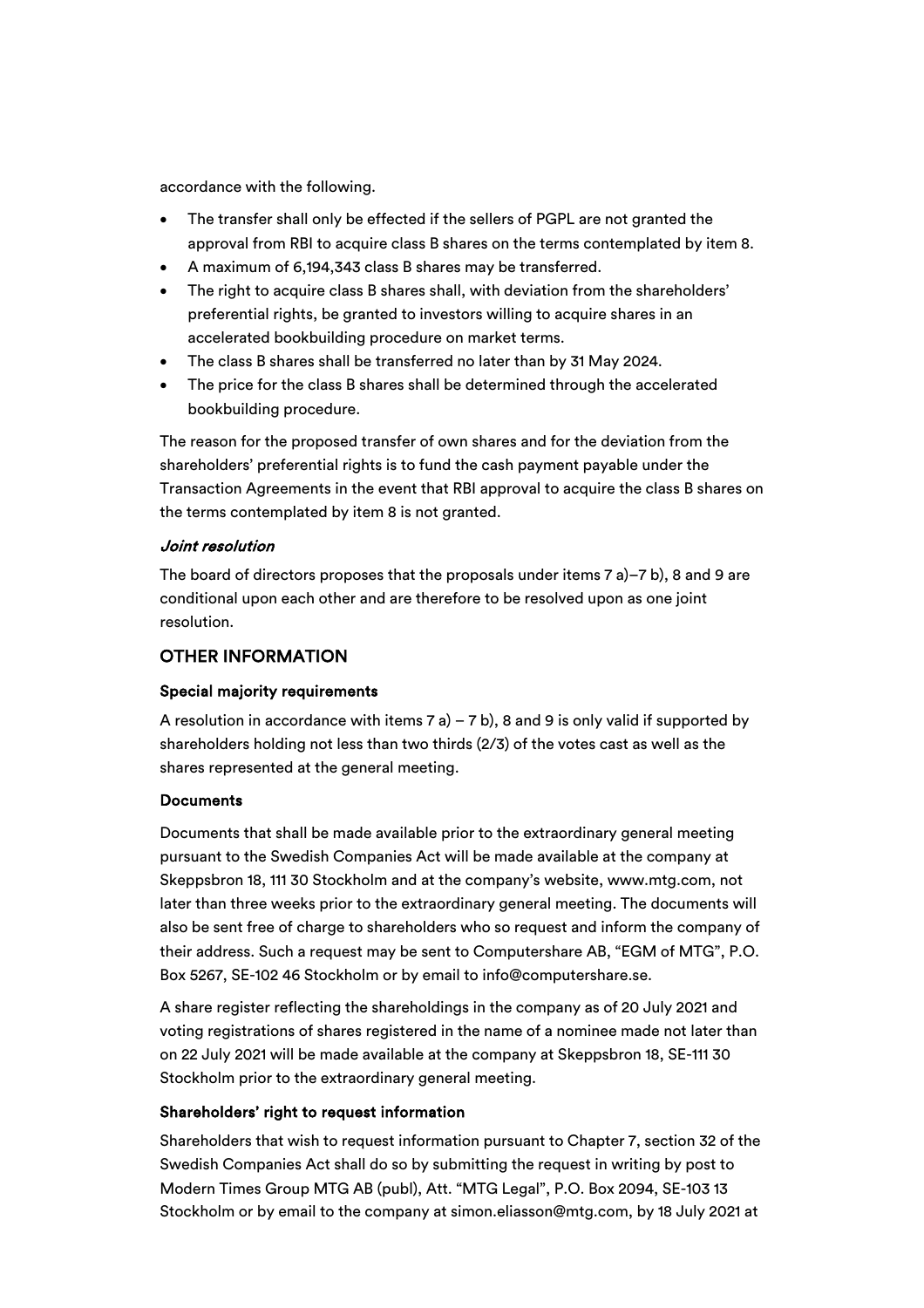accordance with the following.

- The transfer shall only be effected if the sellers of PGPL are not granted the approval from RBI to acquire class B shares on the terms contemplated by item 8.
- A maximum of 6,194,343 class B shares may be transferred.
- The right to acquire class B shares shall, with deviation from the shareholders' preferential rights, be granted to investors willing to acquire shares in an accelerated bookbuilding procedure on market terms.
- The class B shares shall be transferred no later than by 31 May 2024.
- The price for the class B shares shall be determined through the accelerated bookbuilding procedure.

The reason for the proposed transfer of own shares and for the deviation from the shareholders' preferential rights is to fund the cash payment payable under the Transaction Agreements in the event that RBI approval to acquire the class B shares on the terms contemplated by item 8 is not granted.

*Joint resolution*

The board of directors proposes that the proposals under items 7 a)–7 b), 8 and 9 are conditional upon each other and are therefore to be resolved upon as one joint resolution.

## OTHER INFORMATION

**Special majority requirements**

A resolution in accordance with items 7 a) – 7 b), 8 and 9 is only valid if supported by shareholders holding not less than two thirds (2/3) of the votes cast as well as the shares represented at the general meeting.

**Documents**

Documents that shall be made available prior to the extraordinary general meeting pursuant to the Swedish Companies Act will be made available at the company at Skeppsbron 18, 111 30 Stockholm and at the company's website, www.mtg.com, not later than three weeks prior to the extraordinary general meeting. The documents will also be sent free of charge to shareholders who so request and inform the company of their address. Such a request may be sent to Computershare AB, "EGM of MTG", P.O. Box 5267, SE-102 46 Stockholm or by email to info@computershare.se.

A share register reflecting the shareholdings in the company as of 20 July 2021 and voting registrations of shares registered in the name of a nominee made not later than on 22 July 2021 will be made available at the company at Skeppsbron 18, SE-111 30 Stockholm prior to the extraordinary general meeting.

**Shareholders' right to request information**

Shareholders that wish to request information pursuant to Chapter 7, section 32 of the Swedish Companies Act shall do so by submitting the request in writing by post to Modern Times Group MTG AB (publ), Att. "MTG Legal", P.O. Box 2094, SE-103 13 Stockholm or by email to the company at simon.eliasson@mtg.com, by 18 July 2021 at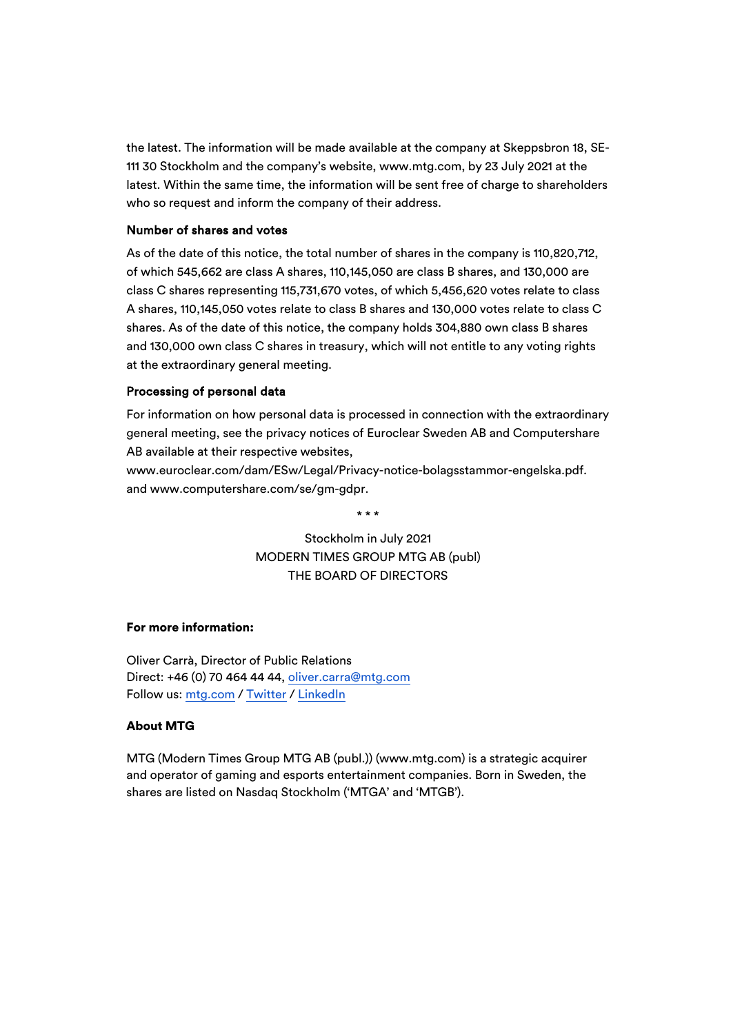the latest. The information will be made available at the company at Skeppsbron 18, SE-111 30 Stockholm and the company's website, www.mtg.com, by 23 July 2021 at the latest. Within the same time, the information will be sent free of charge to shareholders who so request and inform the company of their address.

### Number of shares and votes

As of the date of this notice, the total number of shares in the company is 110,820,712, of which 545,662 are class A shares, 110,145,050 are class B shares, and 130,000 are class C shares representing 115,731,670 votes, of which 5,456,620 votes relate to class A shares, 110,145,050 votes relate to class B shares and 130,000 votes relate to class C shares. As of the date of this notice, the company holds 304,880 own class B shares and 130,000 own class C shares in treasury, which will not entitle to any voting rights at the extraordinary general meeting.

### Processing of personal data

For information on how personal data is processed in connection with the extraordinary general meeting, see the privacy notices of Euroclear Sweden AB and Computershare AB available at their respective websites, www.euroclear.com/dam/ESw/Legal/Privacy-notice-bolagsstammor-engelska.pdf. and www.computershare.com/se/gm-gdpr.

\* \* \*

Stockholm in July 2021
MODERN TIMES GROUP MTG AB (publ)
THE BOARD OF DIRECTORS

**For more information:**

Oliver Carrà, Director of Public Relations
Direct: +46 (0) 70 464 44 44, oliver.carra@mtg.com
Follow us: mtg.com / Twitter / LinkedIn

**About MTG**

MTG (Modern Times Group MTG AB (publ.)) (www.mtg.com) is a strategic acquirer and operator of gaming and esports entertainment companies. Born in Sweden, the shares are listed on Nasdaq Stockholm ('MTGA' and 'MTGB').